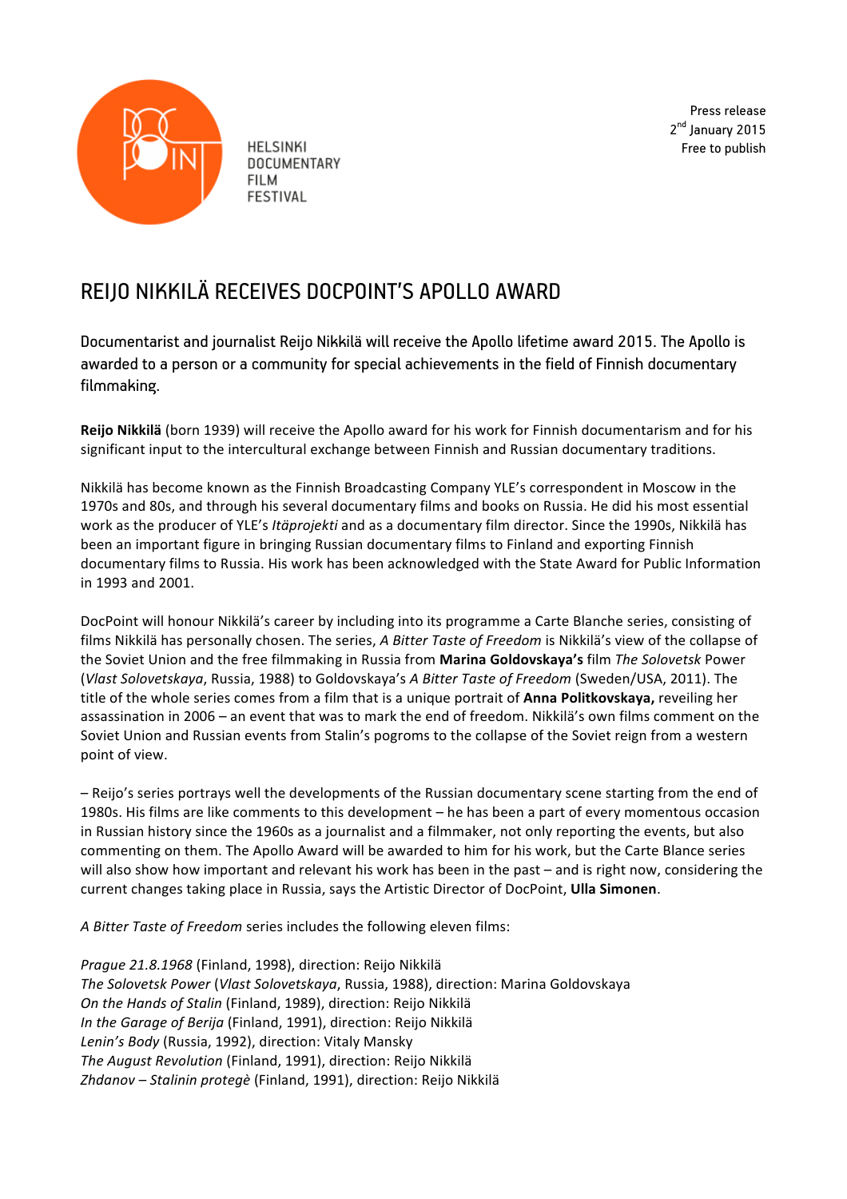HELSINKI DOCUMENTARY FILM FESTIVAL

Press release
2nd January 2015
Free to publish

# REIJO NIKKILÄ RECEIVES DOCPOINT'S APOLLO AWARD

Documentarist and journalist Reijo Nikkilä will receive the Apollo lifetime award 2015. The Apollo is awarded to a person or a community for special achievements in the field of Finnish documentary filmmaking.

**Reijo Nikkilä** (born 1939) will receive the Apollo award for his work for Finnish documentarism and for his significant input to the intercultural exchange between Finnish and Russian documentary traditions.

Nikkilä has become known as the Finnish Broadcasting Company YLE's correspondent in Moscow in the 1970s and 80s, and through his several documentary films and books on Russia. He did his most essential work as the producer of YLE's *Itäprojekti* and as a documentary film director. Since the 1990s, Nikkilä has been an important figure in bringing Russian documentary films to Finland and exporting Finnish documentary films to Russia. His work has been acknowledged with the State Award for Public Information in 1993 and 2001.

DocPoint will honour Nikkilä's career by including into its programme a Carte Blanche series, consisting of films Nikkilä has personally chosen. The series, *A Bitter Taste of Freedom* is Nikkilä's view of the collapse of the Soviet Union and the free filmmaking in Russia from **Marina Goldovskaya's** film *The Solovetsk* Power (*Vlast Solovetskaya*, Russia, 1988) to Goldovskaya's *A Bitter Taste of Freedom* (Sweden/USA, 2011). The title of the whole series comes from a film that is a unique portrait of **Anna Politkovskaya,** reveiling her assassination in 2006 – an event that was to mark the end of freedom. Nikkilä's own films comment on the Soviet Union and Russian events from Stalin's pogroms to the collapse of the Soviet reign from a western point of view.

– Reijo's series portrays well the developments of the Russian documentary scene starting from the end of 1980s. His films are like comments to this development – he has been a part of every momentous occasion in Russian history since the 1960s as a journalist and a filmmaker, not only reporting the events, but also commenting on them. The Apollo Award will be awarded to him for his work, but the Carte Blance series will also show how important and relevant his work has been in the past – and is right now, considering the current changes taking place in Russia, says the Artistic Director of DocPoint, **Ulla Simonen**.

*A Bitter Taste of Freedom* series includes the following eleven films:

*Prague 21.8.1968* (Finland, 1998), direction: Reijo Nikkilä
*The Solovetsk Power* (*Vlast Solovetskaya*, Russia, 1988), direction: Marina Goldovskaya
*On the Hands of Stalin* (Finland, 1989), direction: Reijo Nikkilä
*In the Garage of Berija* (Finland, 1991), direction: Reijo Nikkilä
*Lenin's Body* (Russia, 1992), direction: Vitaly Mansky
*The August Revolution* (Finland, 1991), direction: Reijo Nikkilä
*Zhdanov – Stalinin protegè* (Finland, 1991), direction: Reijo Nikkilä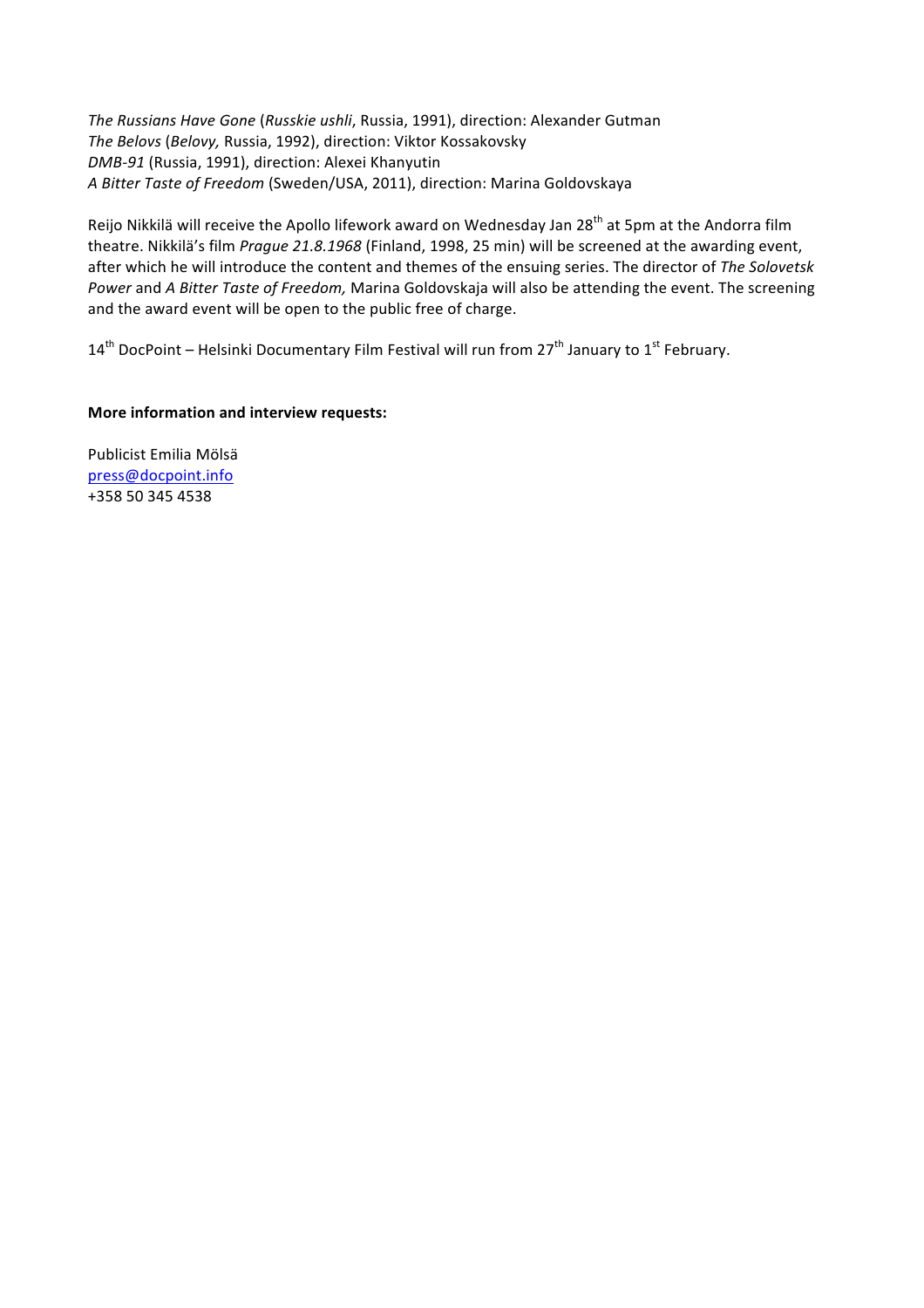*The Russians Have Gone* (*Russkie ushli*, Russia, 1991), direction: Alexander Gutman
*The Belovs* (*Belovy,* Russia, 1992), direction: Viktor Kossakovsky
*DMB-91* (Russia, 1991), direction: Alexei Khanyutin
*A Bitter Taste of Freedom* (Sweden/USA, 2011), direction: Marina Goldovskaya

Reijo Nikkilä will receive the Apollo lifework award on Wednesday Jan 28th at 5pm at the Andorra film theatre. Nikkilä's film *Prague 21.8.1968* (Finland, 1998, 25 min) will be screened at the awarding event, after which he will introduce the content and themes of the ensuing series. The director of *The Solovetsk Power* and *A Bitter Taste of Freedom,* Marina Goldovskaja will also be attending the event. The screening and the award event will be open to the public free of charge.

14th DocPoint – Helsinki Documentary Film Festival will run from 27th January to 1st February.

**More information and interview requests:**

Publicist Emilia Mölsä
press@docpoint.info
+358 50 345 4538